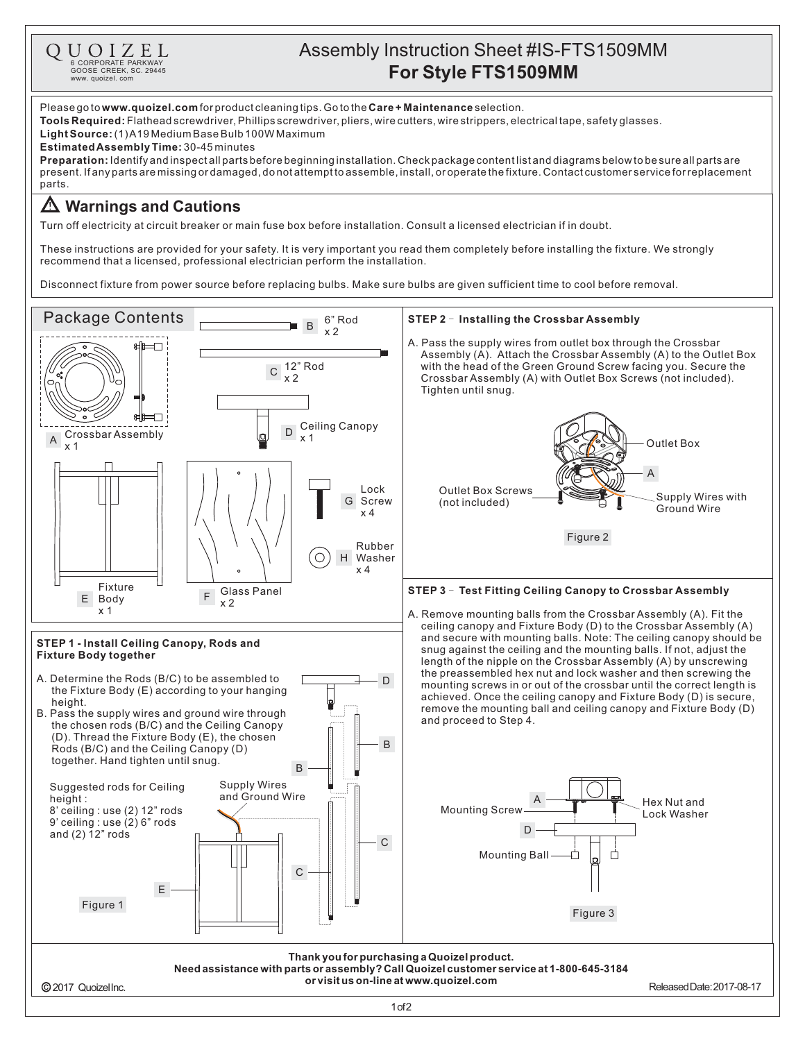QUOIZEL
6 CORPORATE PARKWAY
GOOSE CREEK, SC. 29445
www. quoizel. com

# Assembly Instruction Sheet #IS-FTS1509MM
## For Style FTS1509MM

Please go to **www.quoizel.com** for product cleaning tips. Go to the **Care + Maintenance** selection.

**Tools Required:** Flathead screwdriver, Phillips screwdriver, pliers, wire cutters, wire strippers, electrical tape, safety glasses.

**Light Source:** (1) A19 Medium Base Bulb 100W Maximum

**Estimated Assembly Time:** 30-45 minutes

**Preparation:** Identify and inspect all parts before beginning installation. Check package content list and diagrams below to be sure all parts are present. If any parts are missing or damaged, do not attempt to assemble, install, or operate the fixture. Contact customer service for replacement parts.

## ⚠ Warnings and Cautions

Turn off electricity at circuit breaker or main fuse box before installation. Consult a licensed electrician if in doubt.

These instructions are provided for your safety. It is very important you read them completely before installing the fixture. We strongly recommend that a licensed, professional electrician perform the installation.

Disconnect fixture from power source before replacing bulbs. Make sure bulbs are given sufficient time to cool before removal.

## Package Contents

- A Crossbar Assembly x 1
- B 6" Rod x 2
- C 12" Rod x 2
- D Ceiling Canopy x 1
- E Fixture Body x 1
- F Glass Panel x 2
- G Lock Screw x 4
- H Rubber Washer x 4

### STEP 1 - Install Ceiling Canopy, Rods and Fixture Body together

A. Determine the Rods (B/C) to be assembled to the Fixture Body (E) according to your hanging height.

B. Pass the supply wires and ground wire through the chosen rods (B/C) and the Ceiling Canopy (D). Thread the Fixture Body (E), the chosen Rods (B/C) and the Ceiling Canopy (D) together. Hand tighten until snug.

Suggested rods for Ceiling height :
8' ceiling : use (2) 12" rods
9' ceiling : use (2) 6" rods and (2) 12" rods

D
B
B
C
C
E
Supply Wires and Ground Wire

Figure 1

### STEP 2 – Installing the Crossbar Assembly

A. Pass the supply wires from outlet box through the Crossbar Assembly (A). Attach the Crossbar Assembly (A) to the Outlet Box with the head of the Green Ground Screw facing you. Secure the Crossbar Assembly (A) with Outlet Box Screws (not included). Tighten until snug.

Outlet Box
A
Outlet Box Screws (not included)
Supply Wires with Ground Wire

Figure 2

### STEP 3 – Test Fitting Ceiling Canopy to Crossbar Assembly

A. Remove mounting balls from the Crossbar Assembly (A). Fit the ceiling canopy and Fixture Body (D) to the Crossbar Assembly (A) and secure with mounting balls. Note: The ceiling canopy should be snug against the ceiling and the mounting balls. If not, adjust the length of the nipple on the Crossbar Assembly (A) by unscrewing the preassembled hex nut and lock washer and then screwing the mounting screws in or out of the crossbar until the correct length is achieved. Once the ceiling canopy and Fixture Body (D) is secure, remove the mounting ball and ceiling canopy and Fixture Body (D) and proceed to Step 4.

A
Mounting Screw
Hex Nut and Lock Washer
D
Mounting Ball

Figure 3

**Thank you for purchasing a Quoizel product.**
**Need assistance with parts or assembly? Call Quoizel customer service at 1-800-645-3184 or visit us on-line at www.quoizel.com**

© 2017 Quoizel Inc.

Released Date: 2017-08-17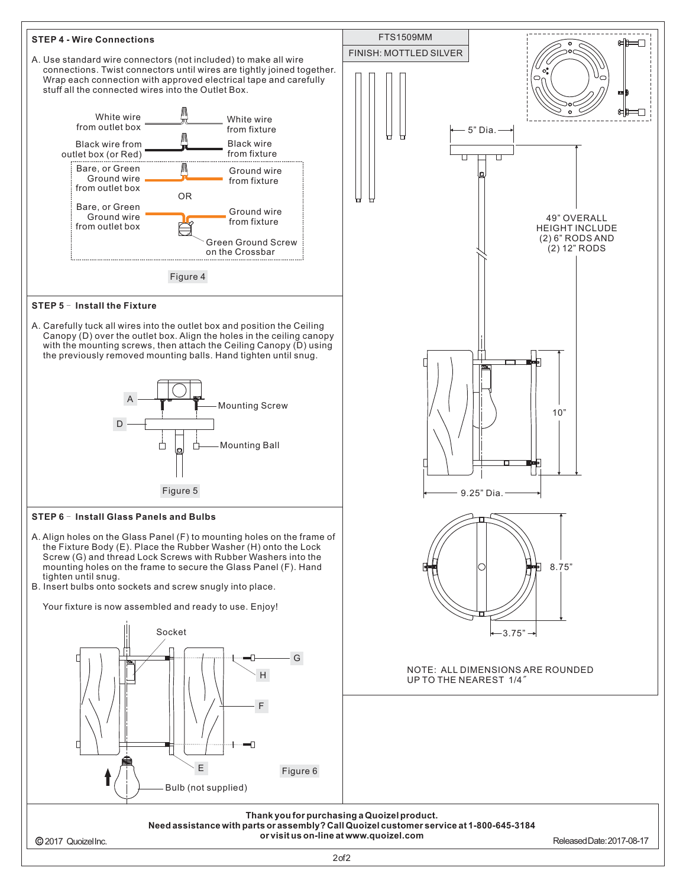### STEP 4 - Wire Connections

A. Use standard wire connectors (not included) to make all wire connections. Twist connectors until wires are tightly joined together. Wrap each connection with approved electrical tape and carefully stuff all the connected wires into the Outlet Box.

White wire from outlet box
White wire from fixture
Black wire from outlet box (or Red)
Black wire from fixture
Bare, or Green Ground wire from outlet box
Ground wire from fixture
OR
Bare, or Green Ground wire from outlet box
Ground wire from fixture
Green Ground Screw on the Crossbar

Figure 4

### STEP 5 – Install the Fixture

A. Carefully tuck all wires into the outlet box and position the Ceiling Canopy (D) over the outlet box. Align the holes in the ceiling canopy with the mounting screws, then attach the Ceiling Canopy (D) using the previously removed mounting balls. Hand tighten until snug.

A
Mounting Screw
D
Mounting Ball

Figure 5

### STEP 6 – Install Glass Panels and Bulbs

A. Align holes on the Glass Panel (F) to mounting holes on the frame of the Fixture Body (E). Place the Rubber Washer (H) onto the Lock Screw (G) and thread Lock Screws with Rubber Washers into the mounting holes on the frame to secure the Glass Panel (F). Hand tighten until snug.
B. Insert bulbs onto sockets and screw snugly into place.

Your fixture is now assembled and ready to use. Enjoy!

Socket
G
H
F
E
Bulb (not supplied)

Figure 6

FTS1509MM
FINISH: MOTTLED SILVER

5" Dia.
49" OVERALL HEIGHT INCLUDE (2) 6" RODS AND (2) 12" RODS
10"
9.25" Dia.
8.75"
3.75"

NOTE: ALL DIMENSIONS ARE ROUNDED UP TO THE NEAREST 1/4"

**Thank you for purchasing a Quoizel product.**
**Need assistance with parts or assembly? Call Quoizel customer service at 1-800-645-3184 or visit us on-line at www.quoizel.com**

© 2017 Quoizel Inc.
Released Date: 2017-08-17